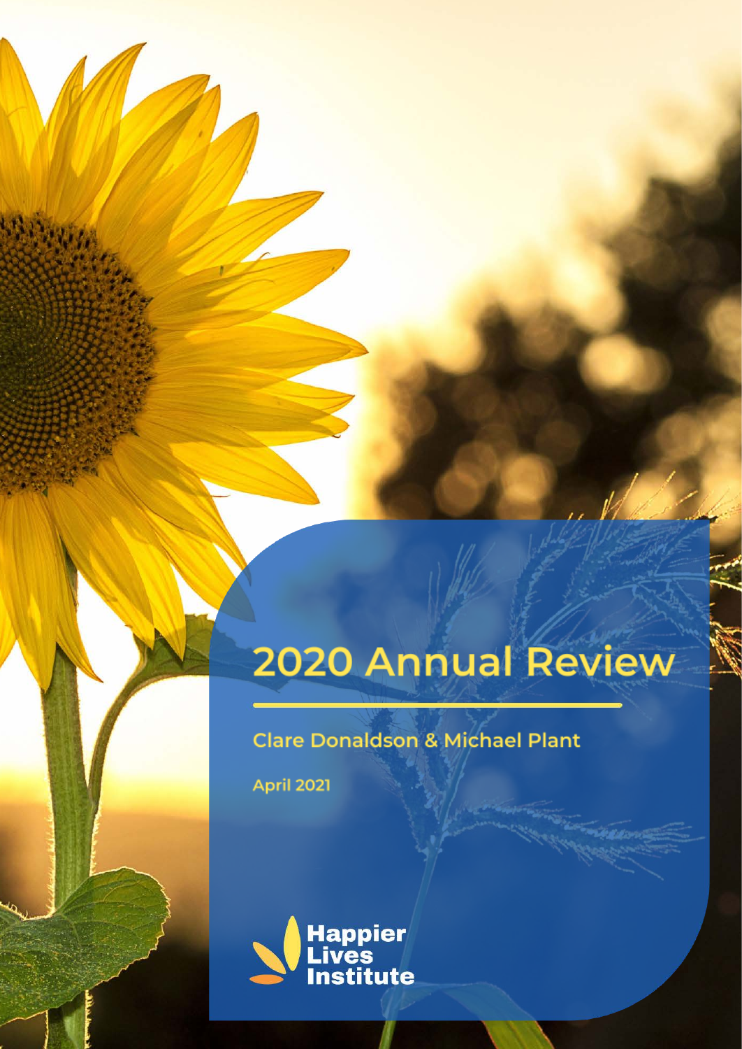# 2020 Annual Review

Clare Donaldson & Michael Plant

April 2021

Happier Lives Institute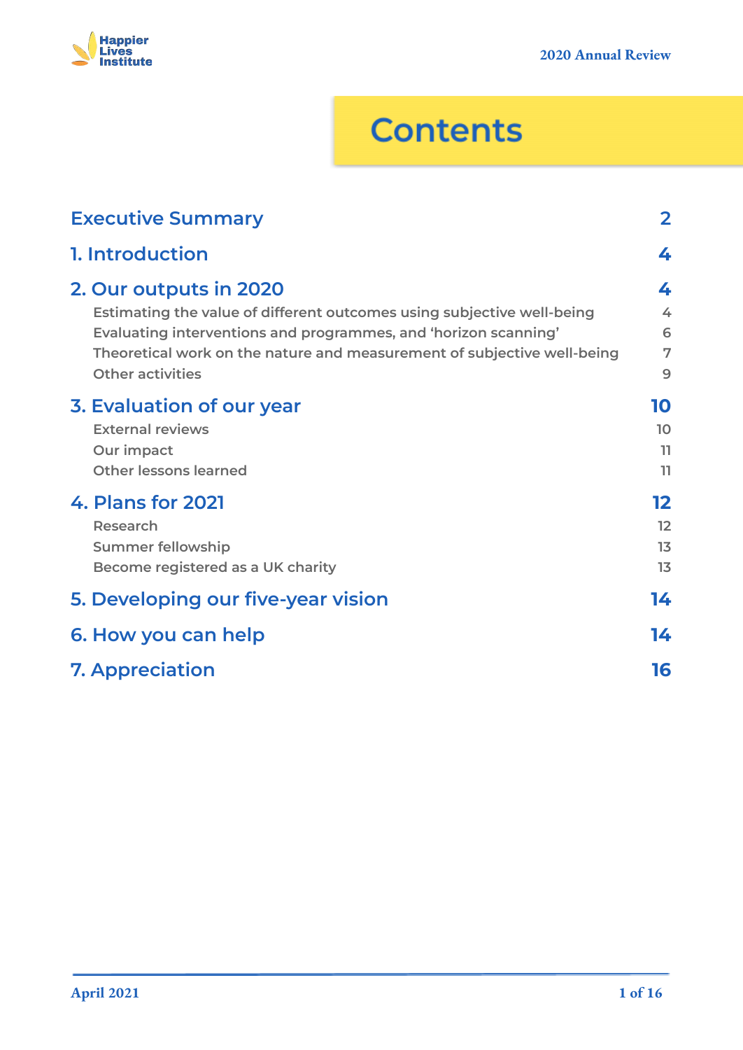# Contents

| | |
|---|---|
| **Executive Summary** | **2** |
| **1. Introduction** | **4** |
| **2. Our outputs in 2020** | **4** |
| Estimating the value of different outcomes using subjective well-being | 4 |
| Evaluating interventions and programmes, and 'horizon scanning' | 6 |
| Theoretical work on the nature and measurement of subjective well-being | 7 |
| Other activities | 9 |
| **3. Evaluation of our year** | **10** |
| External reviews | 10 |
| Our impact | 11 |
| Other lessons learned | 11 |
| **4. Plans for 2021** | **12** |
| Research | 12 |
| Summer fellowship | 13 |
| Become registered as a UK charity | 13 |
| **5. Developing our five-year vision** | **14** |
| **6. How you can help** | **14** |
| **7. Appreciation** | **16** |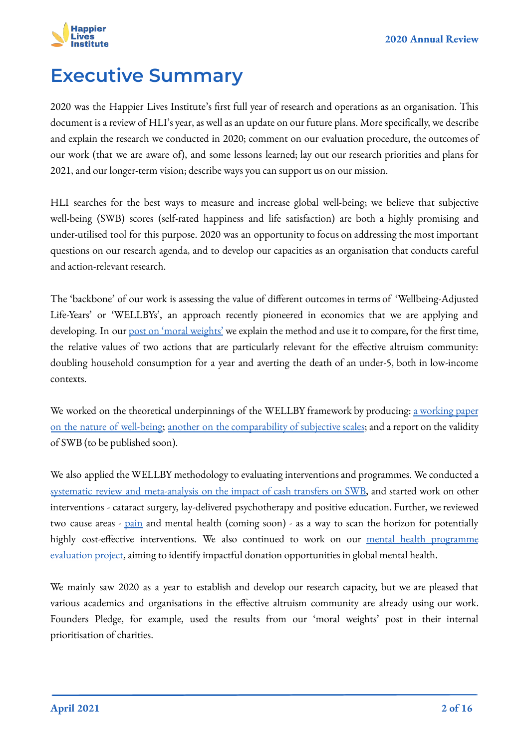# Executive Summary

2020 was the Happier Lives Institute's first full year of research and operations as an organisation. This document is a review of HLI's year, as well as an update on our future plans. More specifically, we describe and explain the research we conducted in 2020; comment on our evaluation procedure, the outcomes of our work (that we are aware of), and some lessons learned; lay out our research priorities and plans for 2021, and our longer-term vision; describe ways you can support us on our mission.

HLI searches for the best ways to measure and increase global well-being; we believe that subjective well-being (SWB) scores (self-rated happiness and life satisfaction) are both a highly promising and under-utilised tool for this purpose. 2020 was an opportunity to focus on addressing the most important questions on our research agenda, and to develop our capacities as an organisation that conducts careful and action-relevant research.

The 'backbone' of our work is assessing the value of different outcomes in terms of 'Wellbeing-Adjusted Life-Years' or 'WELLBYs', an approach recently pioneered in economics that we are applying and developing. In our post on 'moral weights' we explain the method and use it to compare, for the first time, the relative values of two actions that are particularly relevant for the effective altruism community: doubling household consumption for a year and averting the death of an under-5, both in low-income contexts.

We worked on the theoretical underpinnings of the WELLBY framework by producing: a working paper on the nature of well-being; another on the comparability of subjective scales; and a report on the validity of SWB (to be published soon).

We also applied the WELLBY methodology to evaluating interventions and programmes. We conducted a systematic review and meta-analysis on the impact of cash transfers on SWB, and started work on other interventions - cataract surgery, lay-delivered psychotherapy and positive education. Further, we reviewed two cause areas - pain and mental health (coming soon) - as a way to scan the horizon for potentially highly cost-effective interventions. We also continued to work on our mental health programme evaluation project, aiming to identify impactful donation opportunities in global mental health.

We mainly saw 2020 as a year to establish and develop our research capacity, but we are pleased that various academics and organisations in the effective altruism community are already using our work. Founders Pledge, for example, used the results from our 'moral weights' post in their internal prioritisation of charities.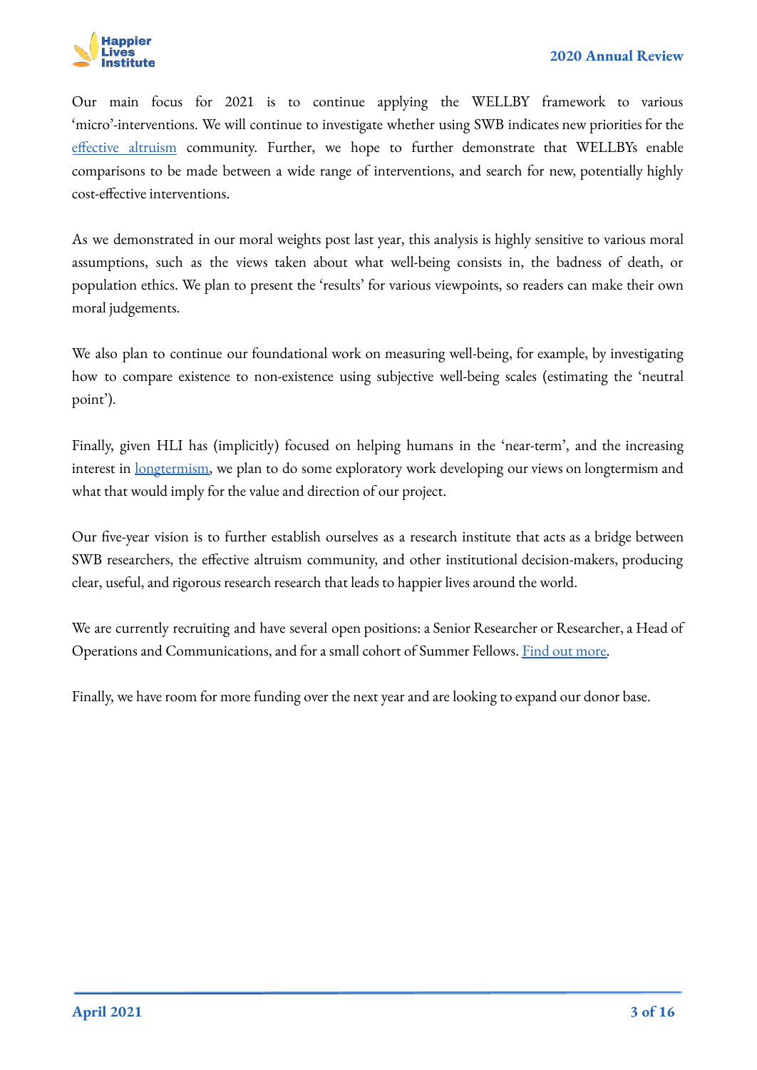Our main focus for 2021 is to continue applying the WELLBY framework to various ‘micro’-interventions. We will continue to investigate whether using SWB indicates new priorities for the [effective altruism]() community. Further, we hope to further demonstrate that WELLBYs enable comparisons to be made between a wide range of interventions, and search for new, potentially highly cost-effective interventions.

As we demonstrated in our moral weights post last year, this analysis is highly sensitive to various moral assumptions, such as the views taken about what well-being consists in, the badness of death, or population ethics. We plan to present the ‘results’ for various viewpoints, so readers can make their own moral judgements.

We also plan to continue our foundational work on measuring well-being, for example, by investigating how to compare existence to non-existence using subjective well-being scales (estimating the ‘neutral point’).

Finally, given HLI has (implicitly) focused on helping humans in the ‘near-term’, and the increasing interest in [longtermism](), we plan to do some exploratory work developing our views on longtermism and what that would imply for the value and direction of our project.

Our five-year vision is to further establish ourselves as a research institute that acts as a bridge between SWB researchers, the effective altruism community, and other institutional decision-makers, producing clear, useful, and rigorous research research that leads to happier lives around the world.

We are currently recruiting and have several open positions: a Senior Researcher or Researcher, a Head of Operations and Communications, and for a small cohort of Summer Fellows. [Find out more]().

Finally, we have room for more funding over the next year and are looking to expand our donor base.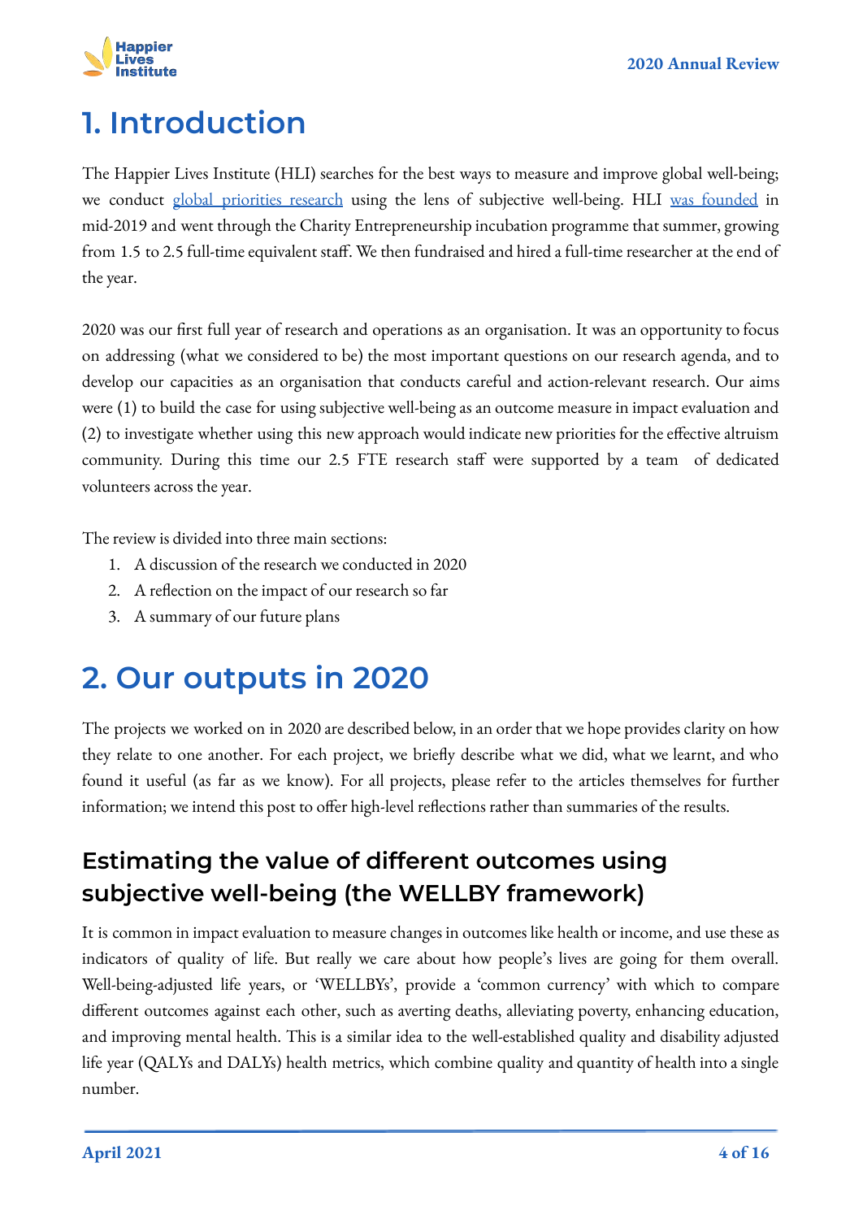# 1. Introduction

The Happier Lives Institute (HLI) searches for the best ways to measure and improve global well-being; we conduct global priorities research using the lens of subjective well-being. HLI was founded in mid-2019 and went through the Charity Entrepreneurship incubation programme that summer, growing from 1.5 to 2.5 full-time equivalent staff. We then fundraised and hired a full-time researcher at the end of the year.

2020 was our first full year of research and operations as an organisation. It was an opportunity to focus on addressing (what we considered to be) the most important questions on our research agenda, and to develop our capacities as an organisation that conducts careful and action-relevant research. Our aims were (1) to build the case for using subjective well-being as an outcome measure in impact evaluation and (2) to investigate whether using this new approach would indicate new priorities for the effective altruism community. During this time our 2.5 FTE research staff were supported by a team of dedicated volunteers across the year.

The review is divided into three main sections:

1. A discussion of the research we conducted in 2020
2. A reflection on the impact of our research so far
3. A summary of our future plans

# 2. Our outputs in 2020

The projects we worked on in 2020 are described below, in an order that we hope provides clarity on how they relate to one another. For each project, we briefly describe what we did, what we learnt, and who found it useful (as far as we know). For all projects, please refer to the articles themselves for further information; we intend this post to offer high-level reflections rather than summaries of the results.

## Estimating the value of different outcomes using subjective well-being (the WELLBY framework)

It is common in impact evaluation to measure changes in outcomes like health or income, and use these as indicators of quality of life. But really we care about how people's lives are going for them overall. Well-being-adjusted life years, or 'WELLBYs', provide a 'common currency' with which to compare different outcomes against each other, such as averting deaths, alleviating poverty, enhancing education, and improving mental health. This is a similar idea to the well-established quality and disability adjusted life year (QALYs and DALYs) health metrics, which combine quality and quantity of health into a single number.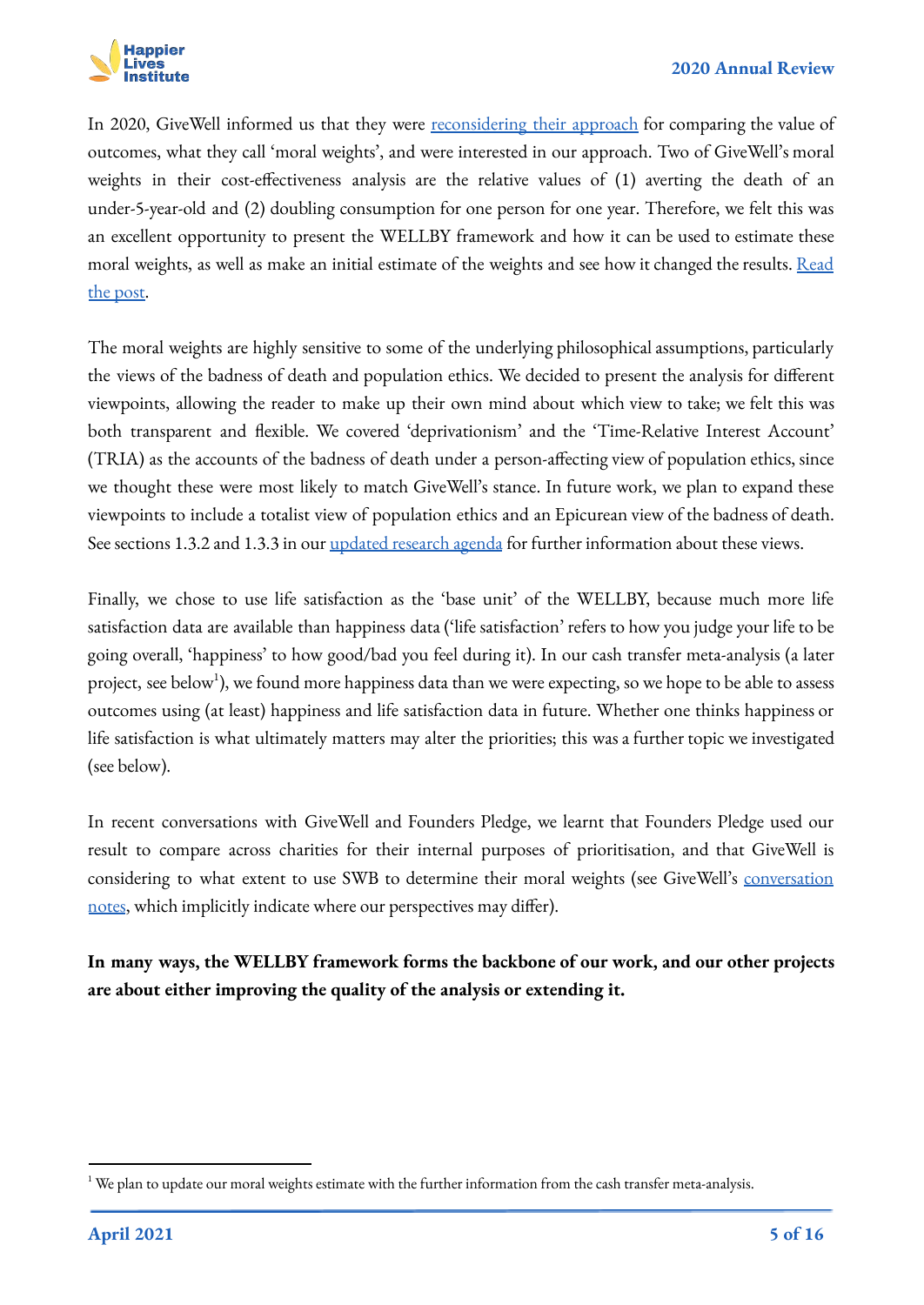In 2020, GiveWell informed us that they were reconsidering their approach for comparing the value of outcomes, what they call 'moral weights', and were interested in our approach. Two of GiveWell's moral weights in their cost-effectiveness analysis are the relative values of (1) averting the death of an under-5-year-old and (2) doubling consumption for one person for one year. Therefore, we felt this was an excellent opportunity to present the WELLBY framework and how it can be used to estimate these moral weights, as well as make an initial estimate of the weights and see how it changed the results. Read the post.

The moral weights are highly sensitive to some of the underlying philosophical assumptions, particularly the views of the badness of death and population ethics. We decided to present the analysis for different viewpoints, allowing the reader to make up their own mind about which view to take; we felt this was both transparent and flexible. We covered 'deprivationism' and the 'Time-Relative Interest Account' (TRIA) as the accounts of the badness of death under a person-affecting view of population ethics, since we thought these were most likely to match GiveWell's stance. In future work, we plan to expand these viewpoints to include a totalist view of population ethics and an Epicurean view of the badness of death. See sections 1.3.2 and 1.3.3 in our updated research agenda for further information about these views.

Finally, we chose to use life satisfaction as the 'base unit' of the WELLBY, because much more life satisfaction data are available than happiness data ('life satisfaction' refers to how you judge your life to be going overall, 'happiness' to how good/bad you feel during it). In our cash transfer meta-analysis (a later project, see below[1]), we found more happiness data than we were expecting, so we hope to be able to assess outcomes using (at least) happiness and life satisfaction data in future. Whether one thinks happiness or life satisfaction is what ultimately matters may alter the priorities; this was a further topic we investigated (see below).

In recent conversations with GiveWell and Founders Pledge, we learnt that Founders Pledge used our result to compare across charities for their internal purposes of prioritisation, and that GiveWell is considering to what extent to use SWB to determine their moral weights (see GiveWell's conversation notes, which implicitly indicate where our perspectives may differ).

**In many ways, the WELLBY framework forms the backbone of our work, and our other projects are about either improving the quality of the analysis or extending it.**

[1] We plan to update our moral weights estimate with the further information from the cash transfer meta-analysis.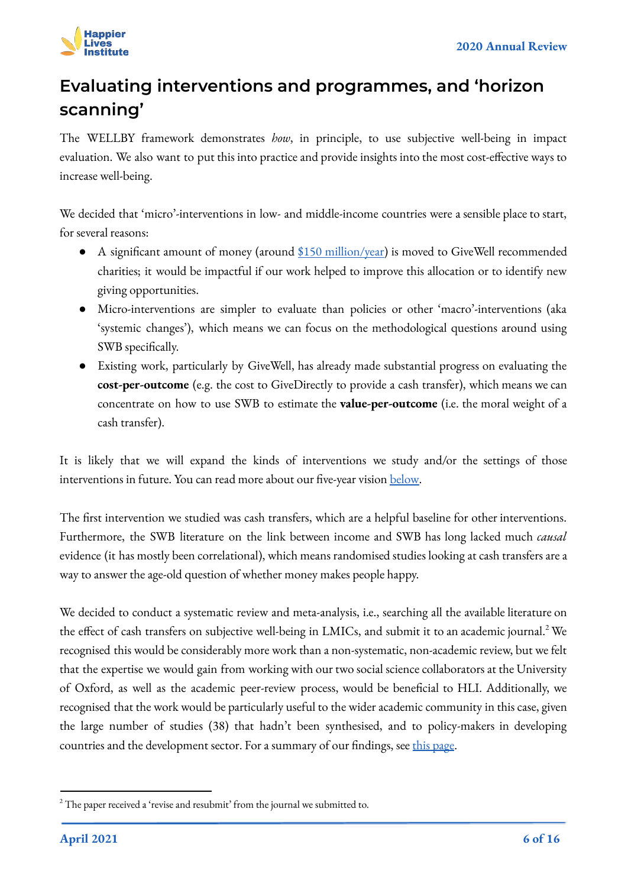## Evaluating interventions and programmes, and 'horizon scanning'

The WELLBY framework demonstrates *how*, in principle, to use subjective well-being in impact evaluation. We also want to put this into practice and provide insights into the most cost-effective ways to increase well-being.

We decided that 'micro'-interventions in low- and middle-income countries were a sensible place to start, for several reasons:

- A significant amount of money (around [$150 million/year]) is moved to GiveWell recommended charities; it would be impactful if our work helped to improve this allocation or to identify new giving opportunities.
- Micro-interventions are simpler to evaluate than policies or other 'macro'-interventions (aka 'systemic changes'), which means we can focus on the methodological questions around using SWB specifically.
- Existing work, particularly by GiveWell, has already made substantial progress on evaluating the **cost-per-outcome** (e.g. the cost to GiveDirectly to provide a cash transfer), which means we can concentrate on how to use SWB to estimate the **value-per-outcome** (i.e. the moral weight of a cash transfer).

It is likely that we will expand the kinds of interventions we study and/or the settings of those interventions in future. You can read more about our five-year vision [below].

The first intervention we studied was cash transfers, which are a helpful baseline for other interventions. Furthermore, the SWB literature on the link between income and SWB has long lacked much *causal* evidence (it has mostly been correlational), which means randomised studies looking at cash transfers are a way to answer the age-old question of whether money makes people happy.

We decided to conduct a systematic review and meta-analysis, i.e., searching all the available literature on the effect of cash transfers on subjective well-being in LMICs, and submit it to an academic journal.[2] We recognised this would be considerably more work than a non-systematic, non-academic review, but we felt that the expertise we would gain from working with our two social science collaborators at the University of Oxford, as well as the academic peer-review process, would be beneficial to HLI. Additionally, we recognised that the work would be particularly useful to the wider academic community in this case, given the large number of studies (38) that hadn't been synthesised, and to policy-makers in developing countries and the development sector. For a summary of our findings, see [this page].

[2] The paper received a 'revise and resubmit' from the journal we submitted to.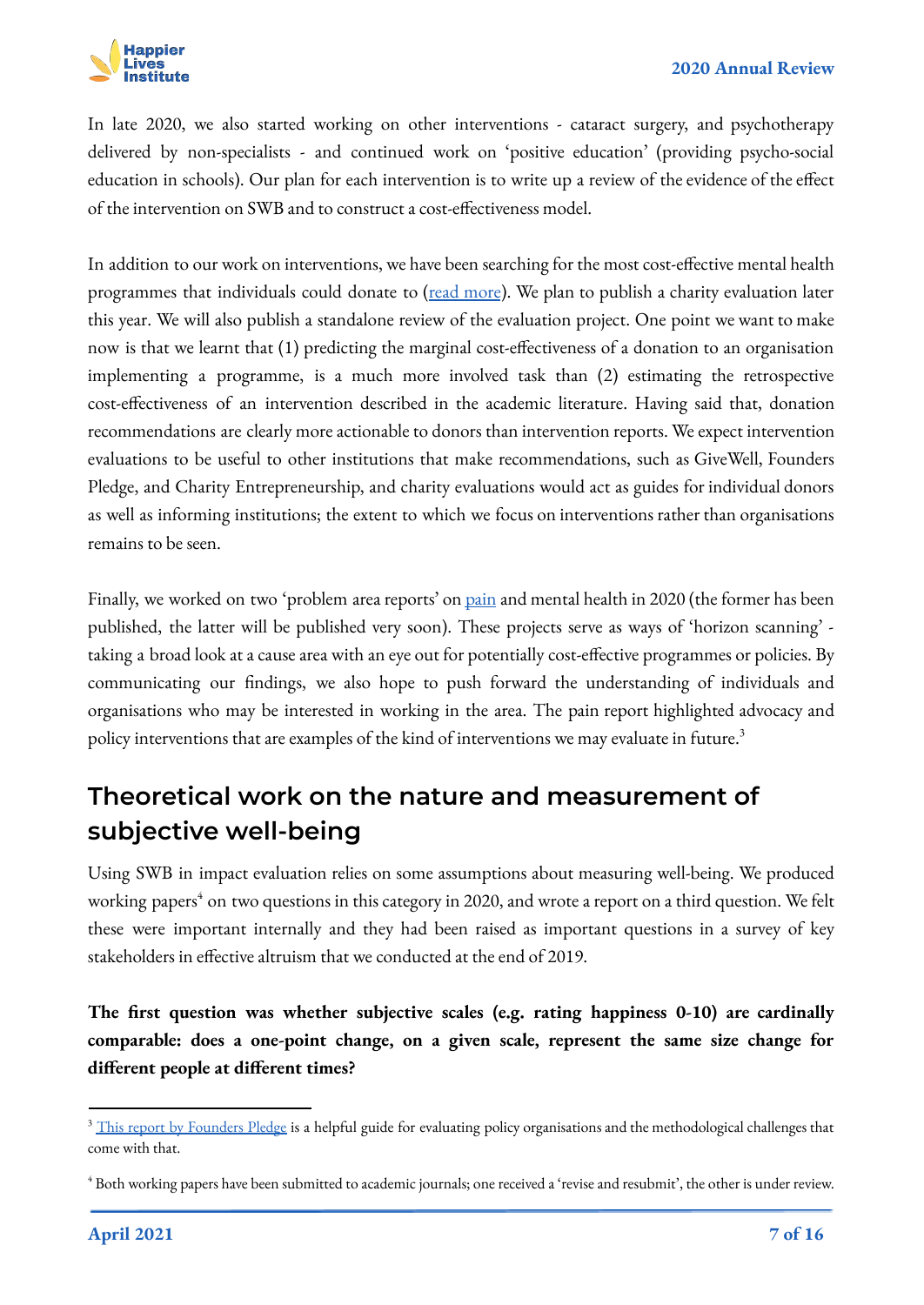In late 2020, we also started working on other interventions - cataract surgery, and psychotherapy delivered by non-specialists - and continued work on 'positive education' (providing psycho-social education in schools). Our plan for each intervention is to write up a review of the evidence of the effect of the intervention on SWB and to construct a cost-effectiveness model.

In addition to our work on interventions, we have been searching for the most cost-effective mental health programmes that individuals could donate to (read more). We plan to publish a charity evaluation later this year. We will also publish a standalone review of the evaluation project. One point we want to make now is that we learnt that (1) predicting the marginal cost-effectiveness of a donation to an organisation implementing a programme, is a much more involved task than (2) estimating the retrospective cost-effectiveness of an intervention described in the academic literature. Having said that, donation recommendations are clearly more actionable to donors than intervention reports. We expect intervention evaluations to be useful to other institutions that make recommendations, such as GiveWell, Founders Pledge, and Charity Entrepreneurship, and charity evaluations would act as guides for individual donors as well as informing institutions; the extent to which we focus on interventions rather than organisations remains to be seen.

Finally, we worked on two 'problem area reports' on pain and mental health in 2020 (the former has been published, the latter will be published very soon). These projects serve as ways of 'horizon scanning' - taking a broad look at a cause area with an eye out for potentially cost-effective programmes or policies. By communicating our findings, we also hope to push forward the understanding of individuals and organisations who may be interested in working in the area. The pain report highlighted advocacy and policy interventions that are examples of the kind of interventions we may evaluate in future.[3]

## Theoretical work on the nature and measurement of subjective well-being

Using SWB in impact evaluation relies on some assumptions about measuring well-being. We produced working papers[4] on two questions in this category in 2020, and wrote a report on a third question. We felt these were important internally and they had been raised as important questions in a survey of key stakeholders in effective altruism that we conducted at the end of 2019.

**The first question was whether subjective scales (e.g. rating happiness 0-10) are cardinally comparable: does a one-point change, on a given scale, represent the same size change for different people at different times?**

---

[3] This report by Founders Pledge is a helpful guide for evaluating policy organisations and the methodological challenges that come with that.

[4] Both working papers have been submitted to academic journals; one received a 'revise and resubmit', the other is under review.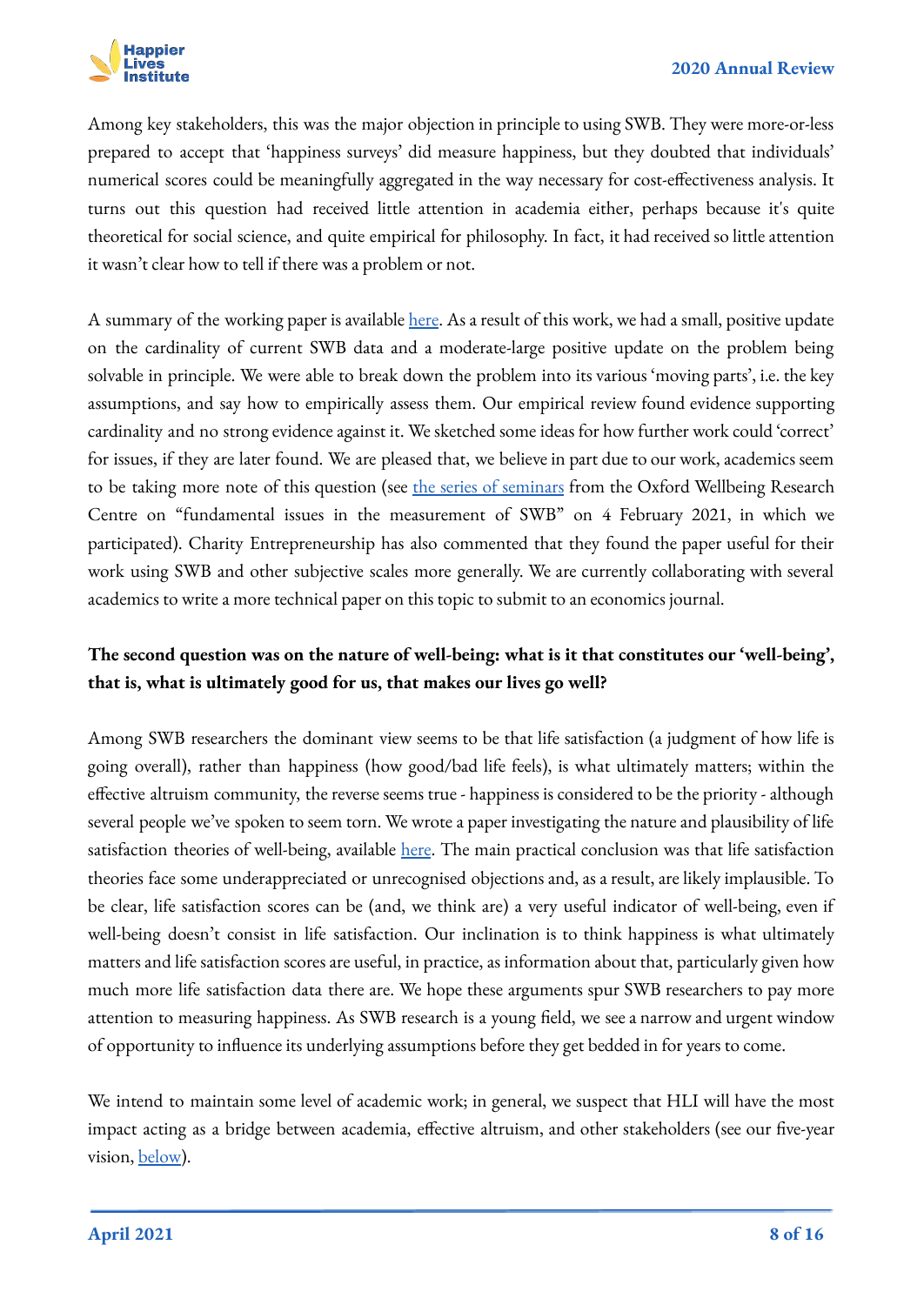Among key stakeholders, this was the major objection in principle to using SWB. They were more-or-less prepared to accept that 'happiness surveys' did measure happiness, but they doubted that individuals' numerical scores could be meaningfully aggregated in the way necessary for cost-effectiveness analysis. It turns out this question had received little attention in academia either, perhaps because it's quite theoretical for social science, and quite empirical for philosophy. In fact, it had received so little attention it wasn't clear how to tell if there was a problem or not.

A summary of the working paper is available here. As a result of this work, we had a small, positive update on the cardinality of current SWB data and a moderate-large positive update on the problem being solvable in principle. We were able to break down the problem into its various 'moving parts', i.e. the key assumptions, and say how to empirically assess them. Our empirical review found evidence supporting cardinality and no strong evidence against it. We sketched some ideas for how further work could 'correct' for issues, if they are later found. We are pleased that, we believe in part due to our work, academics seem to be taking more note of this question (see the series of seminars from the Oxford Wellbeing Research Centre on "fundamental issues in the measurement of SWB" on 4 February 2021, in which we participated). Charity Entrepreneurship has also commented that they found the paper useful for their work using SWB and other subjective scales more generally. We are currently collaborating with several academics to write a more technical paper on this topic to submit to an economics journal.

**The second question was on the nature of well-being: what is it that constitutes our 'well-being', that is, what is ultimately good for us, that makes our lives go well?**

Among SWB researchers the dominant view seems to be that life satisfaction (a judgment of how life is going overall), rather than happiness (how good/bad life feels), is what ultimately matters; within the effective altruism community, the reverse seems true - happiness is considered to be the priority - although several people we've spoken to seem torn. We wrote a paper investigating the nature and plausibility of life satisfaction theories of well-being, available here. The main practical conclusion was that life satisfaction theories face some underappreciated or unrecognised objections and, as a result, are likely implausible. To be clear, life satisfaction scores can be (and, we think are) a very useful indicator of well-being, even if well-being doesn't consist in life satisfaction. Our inclination is to think happiness is what ultimately matters and life satisfaction scores are useful, in practice, as information about that, particularly given how much more life satisfaction data there are. We hope these arguments spur SWB researchers to pay more attention to measuring happiness. As SWB research is a young field, we see a narrow and urgent window of opportunity to influence its underlying assumptions before they get bedded in for years to come.

We intend to maintain some level of academic work; in general, we suspect that HLI will have the most impact acting as a bridge between academia, effective altruism, and other stakeholders (see our five-year vision, below).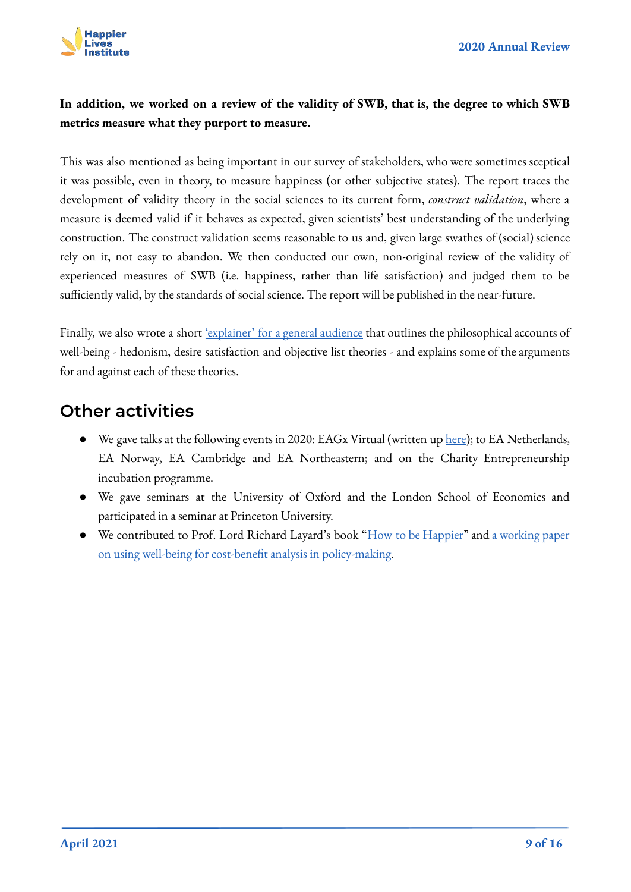**In addition, we worked on a review of the validity of SWB, that is, the degree to which SWB metrics measure what they purport to measure.**

This was also mentioned as being important in our survey of stakeholders, who were sometimes sceptical it was possible, even in theory, to measure happiness (or other subjective states). The report traces the development of validity theory in the social sciences to its current form, *construct validation*, where a measure is deemed valid if it behaves as expected, given scientists' best understanding of the underlying construction. The construct validation seems reasonable to us and, given large swathes of (social) science rely on it, not easy to abandon. We then conducted our own, non-original review of the validity of experienced measures of SWB (i.e. happiness, rather than life satisfaction) and judged them to be sufficiently valid, by the standards of social science. The report will be published in the near-future.

Finally, we also wrote a short 'explainer' for a general audience that outlines the philosophical accounts of well-being - hedonism, desire satisfaction and objective list theories - and explains some of the arguments for and against each of these theories.

## Other activities

- We gave talks at the following events in 2020: EAGx Virtual (written up here); to EA Netherlands, EA Norway, EA Cambridge and EA Northeastern; and on the Charity Entrepreneurship incubation programme.
- We gave seminars at the University of Oxford and the London School of Economics and participated in a seminar at Princeton University.
- We contributed to Prof. Lord Richard Layard's book "How to be Happier" and a working paper on using well-being for cost-benefit analysis in policy-making.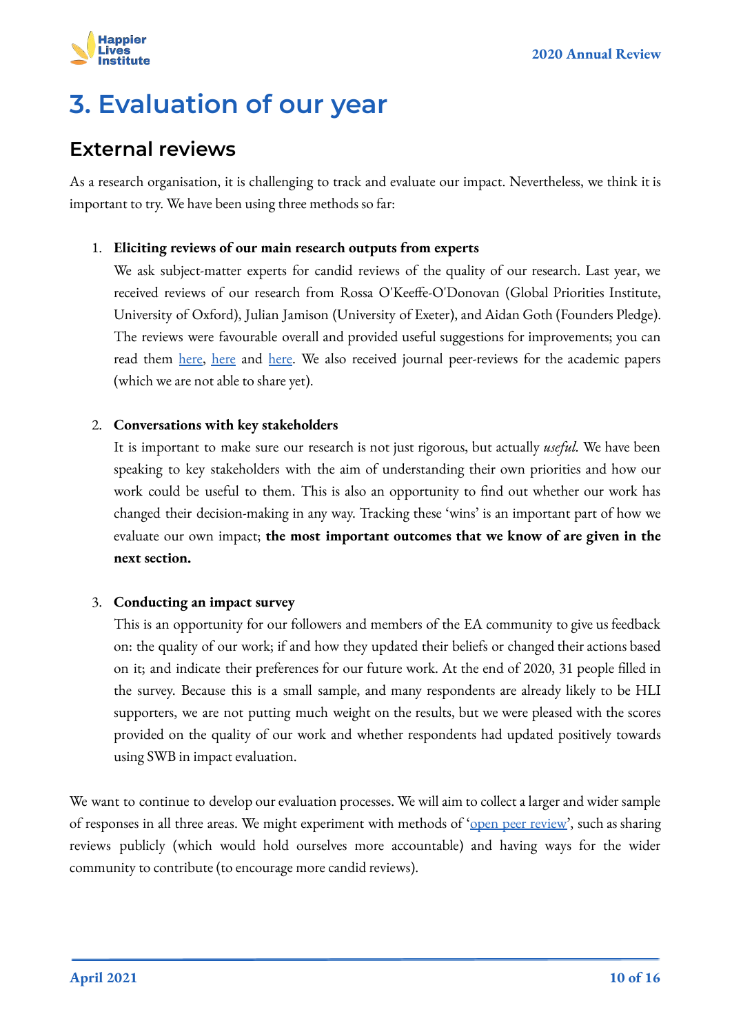# 3. Evaluation of our year

## External reviews

As a research organisation, it is challenging to track and evaluate our impact. Nevertheless, we think it is important to try. We have been using three methods so far:

1. **Eliciting reviews of our main research outputs from experts**
   We ask subject-matter experts for candid reviews of the quality of our research. Last year, we received reviews of our research from Rossa O'Keeffe-O'Donovan (Global Priorities Institute, University of Oxford), Julian Jamison (University of Exeter), and Aidan Goth (Founders Pledge). The reviews were favourable overall and provided useful suggestions for improvements; you can read them here, here and here. We also received journal peer-reviews for the academic papers (which we are not able to share yet).

2. **Conversations with key stakeholders**
   It is important to make sure our research is not just rigorous, but actually *useful.* We have been speaking to key stakeholders with the aim of understanding their own priorities and how our work could be useful to them. This is also an opportunity to find out whether our work has changed their decision-making in any way. Tracking these 'wins' is an important part of how we evaluate our own impact; **the most important outcomes that we know of are given in the next section.**

3. **Conducting an impact survey**
   This is an opportunity for our followers and members of the EA community to give us feedback on: the quality of our work; if and how they updated their beliefs or changed their actions based on it; and indicate their preferences for our future work. At the end of 2020, 31 people filled in the survey. Because this is a small sample, and many respondents are already likely to be HLI supporters, we are not putting much weight on the results, but we were pleased with the scores provided on the quality of our work and whether respondents had updated positively towards using SWB in impact evaluation.

We want to continue to develop our evaluation processes. We will aim to collect a larger and wider sample of responses in all three areas. We might experiment with methods of 'open peer review', such as sharing reviews publicly (which would hold ourselves more accountable) and having ways for the wider community to contribute (to encourage more candid reviews).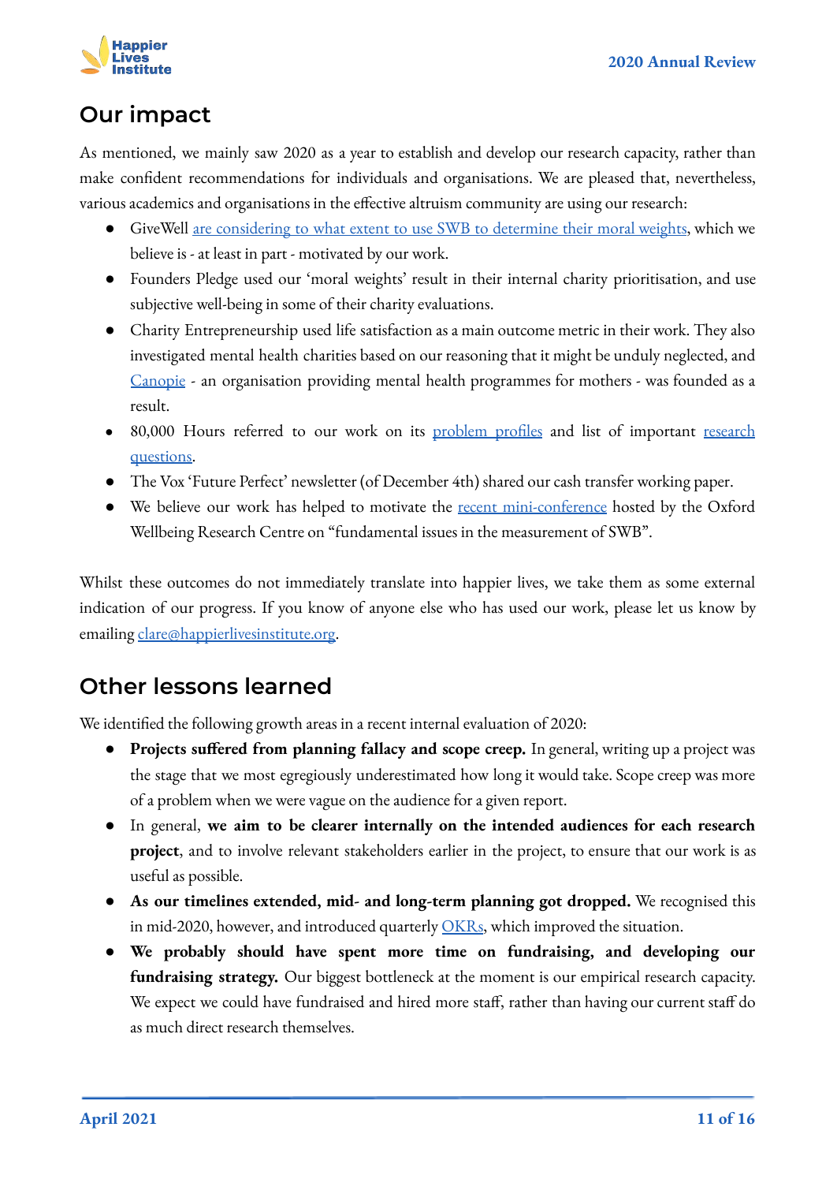## Our impact

As mentioned, we mainly saw 2020 as a year to establish and develop our research capacity, rather than make confident recommendations for individuals and organisations. We are pleased that, nevertheless, various academics and organisations in the effective altruism community are using our research:

- GiveWell are considering to what extent to use SWB to determine their moral weights, which we believe is - at least in part - motivated by our work.
- Founders Pledge used our 'moral weights' result in their internal charity prioritisation, and use subjective well-being in some of their charity evaluations.
- Charity Entrepreneurship used life satisfaction as a main outcome metric in their work. They also investigated mental health charities based on our reasoning that it might be unduly neglected, and Canopie - an organisation providing mental health programmes for mothers - was founded as a result.
- 80,000 Hours referred to our work on its problem profiles and list of important research questions.
- The Vox 'Future Perfect' newsletter (of December 4th) shared our cash transfer working paper.
- We believe our work has helped to motivate the recent mini-conference hosted by the Oxford Wellbeing Research Centre on "fundamental issues in the measurement of SWB".

Whilst these outcomes do not immediately translate into happier lives, we take them as some external indication of our progress. If you know of anyone else who has used our work, please let us know by emailing clare@happierlivesinstitute.org.

## Other lessons learned

We identified the following growth areas in a recent internal evaluation of 2020:

- **Projects suffered from planning fallacy and scope creep.** In general, writing up a project was the stage that we most egregiously underestimated how long it would take. Scope creep was more of a problem when we were vague on the audience for a given report.
- In general, **we aim to be clearer internally on the intended audiences for each research project**, and to involve relevant stakeholders earlier in the project, to ensure that our work is as useful as possible.
- **As our timelines extended, mid- and long-term planning got dropped.** We recognised this in mid-2020, however, and introduced quarterly OKRs, which improved the situation.
- **We probably should have spent more time on fundraising, and developing our fundraising strategy.** Our biggest bottleneck at the moment is our empirical research capacity. We expect we could have fundraised and hired more staff, rather than having our current staff do as much direct research themselves.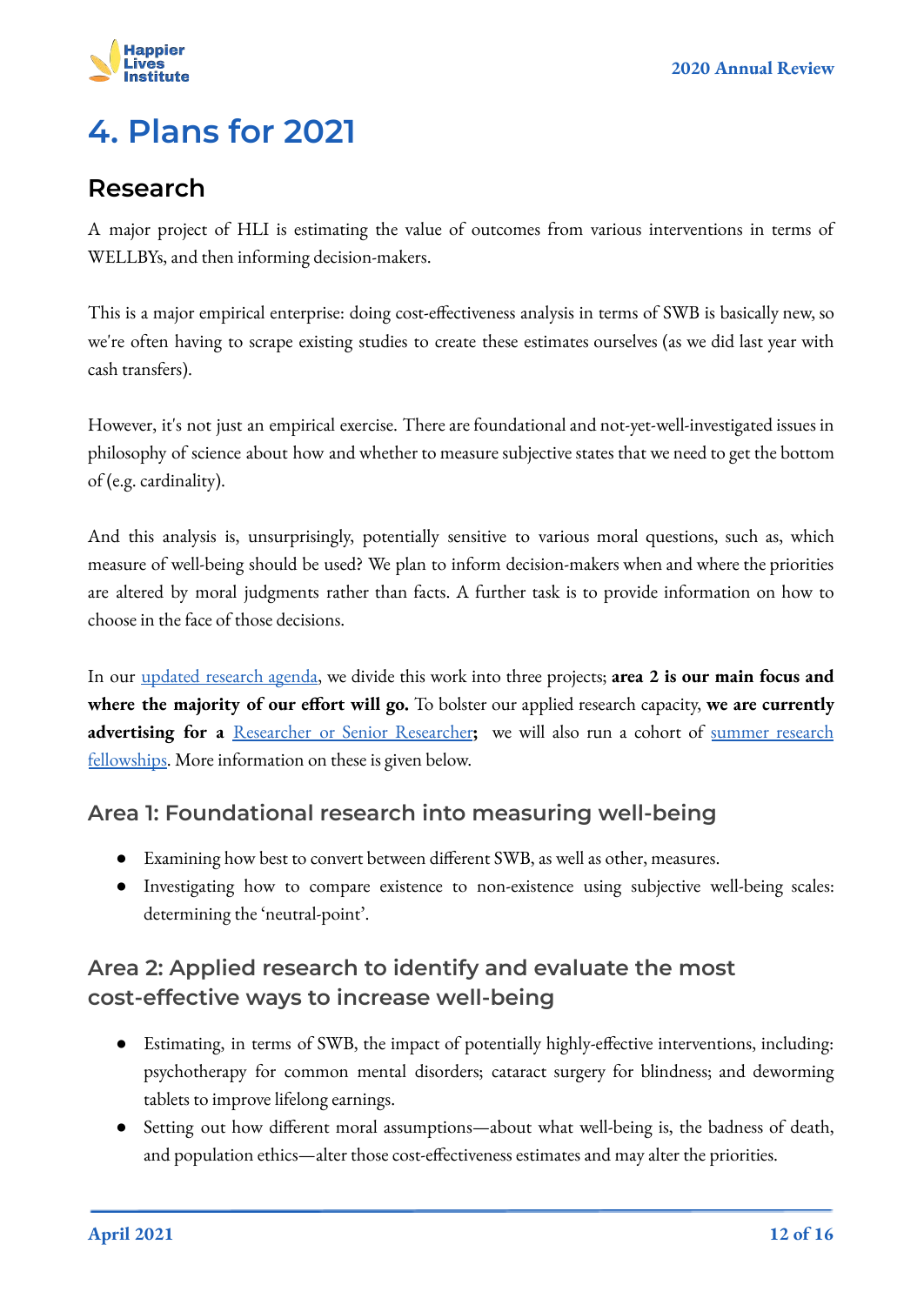# 4. Plans for 2021

## Research

A major project of HLI is estimating the value of outcomes from various interventions in terms of WELLBYs, and then informing decision-makers.

This is a major empirical enterprise: doing cost-effectiveness analysis in terms of SWB is basically new, so we're often having to scrape existing studies to create these estimates ourselves (as we did last year with cash transfers).

However, it's not just an empirical exercise. There are foundational and not-yet-well-investigated issues in philosophy of science about how and whether to measure subjective states that we need to get the bottom of (e.g. cardinality).

And this analysis is, unsurprisingly, potentially sensitive to various moral questions, such as, which measure of well-being should be used? We plan to inform decision-makers when and where the priorities are altered by moral judgments rather than facts. A further task is to provide information on how to choose in the face of those decisions.

In our updated research agenda, we divide this work into three projects; **area 2 is our main focus and where the majority of our effort will go.** To bolster our applied research capacity, **we are currently advertising for a** Researcher or Senior Researcher**;** we will also run a cohort of summer research fellowships. More information on these is given below.

### Area 1: Foundational research into measuring well-being

- Examining how best to convert between different SWB, as well as other, measures.
- Investigating how to compare existence to non-existence using subjective well-being scales: determining the 'neutral-point'.

### Area 2: Applied research to identify and evaluate the most cost-effective ways to increase well-being

- Estimating, in terms of SWB, the impact of potentially highly-effective interventions, including: psychotherapy for common mental disorders; cataract surgery for blindness; and deworming tablets to improve lifelong earnings.
- Setting out how different moral assumptions—about what well-being is, the badness of death, and population ethics—alter those cost-effectiveness estimates and may alter the priorities.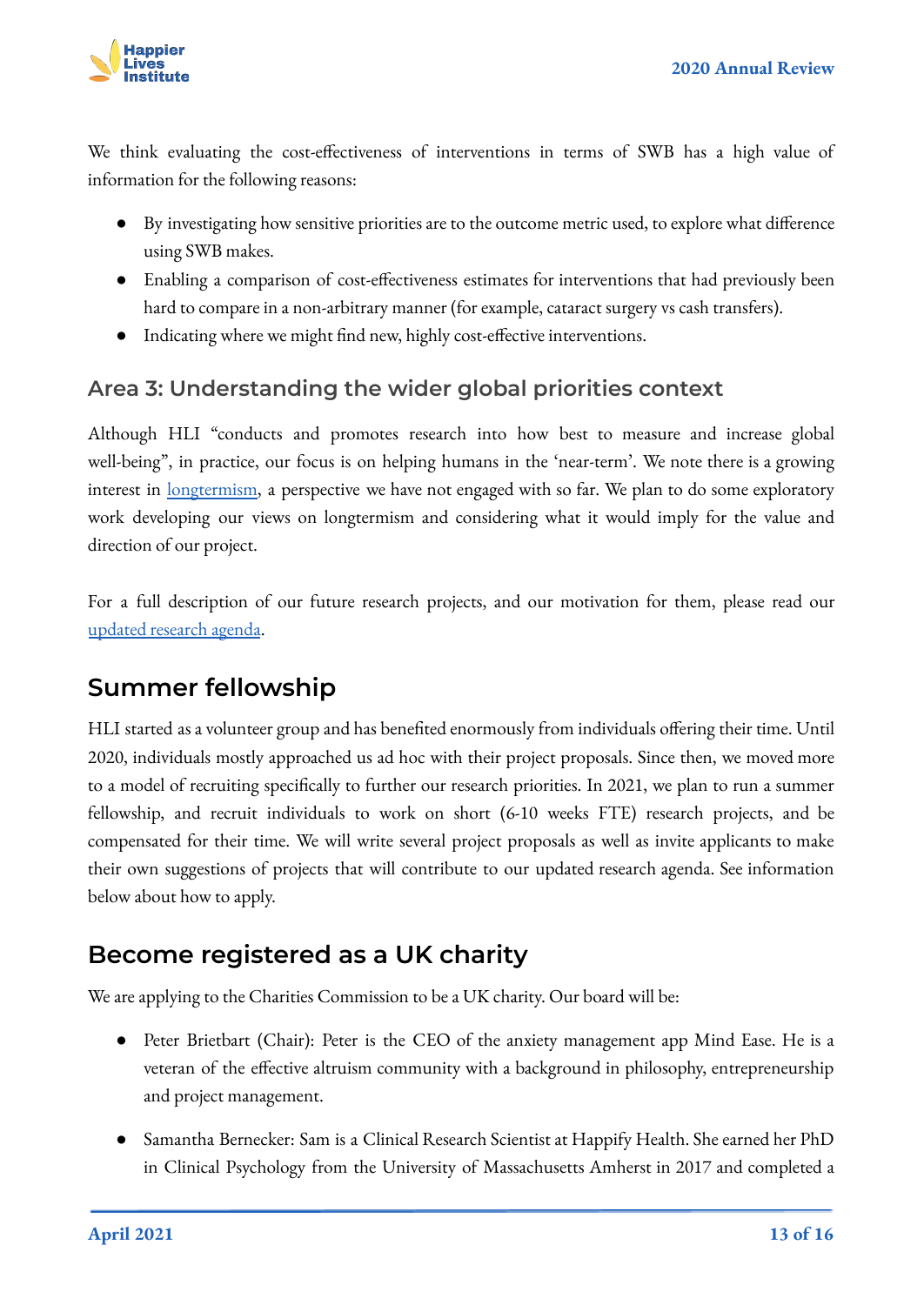We think evaluating the cost-effectiveness of interventions in terms of SWB has a high value of information for the following reasons:

- By investigating how sensitive priorities are to the outcome metric used, to explore what difference using SWB makes.
- Enabling a comparison of cost-effectiveness estimates for interventions that had previously been hard to compare in a non-arbitrary manner (for example, cataract surgery vs cash transfers).
- Indicating where we might find new, highly cost-effective interventions.

### Area 3: Understanding the wider global priorities context

Although HLI "conducts and promotes research into how best to measure and increase global well-being", in practice, our focus is on helping humans in the 'near-term'. We note there is a growing interest in longtermism, a perspective we have not engaged with so far. We plan to do some exploratory work developing our views on longtermism and considering what it would imply for the value and direction of our project.

For a full description of our future research projects, and our motivation for them, please read our updated research agenda.

## Summer fellowship

HLI started as a volunteer group and has benefited enormously from individuals offering their time. Until 2020, individuals mostly approached us ad hoc with their project proposals. Since then, we moved more to a model of recruiting specifically to further our research priorities. In 2021, we plan to run a summer fellowship, and recruit individuals to work on short (6-10 weeks FTE) research projects, and be compensated for their time. We will write several project proposals as well as invite applicants to make their own suggestions of projects that will contribute to our updated research agenda. See information below about how to apply.

## Become registered as a UK charity

We are applying to the Charities Commission to be a UK charity. Our board will be:

- Peter Brietbart (Chair): Peter is the CEO of the anxiety management app Mind Ease. He is a veteran of the effective altruism community with a background in philosophy, entrepreneurship and project management.
- Samantha Bernecker: Sam is a Clinical Research Scientist at Happify Health. She earned her PhD in Clinical Psychology from the University of Massachusetts Amherst in 2017 and completed a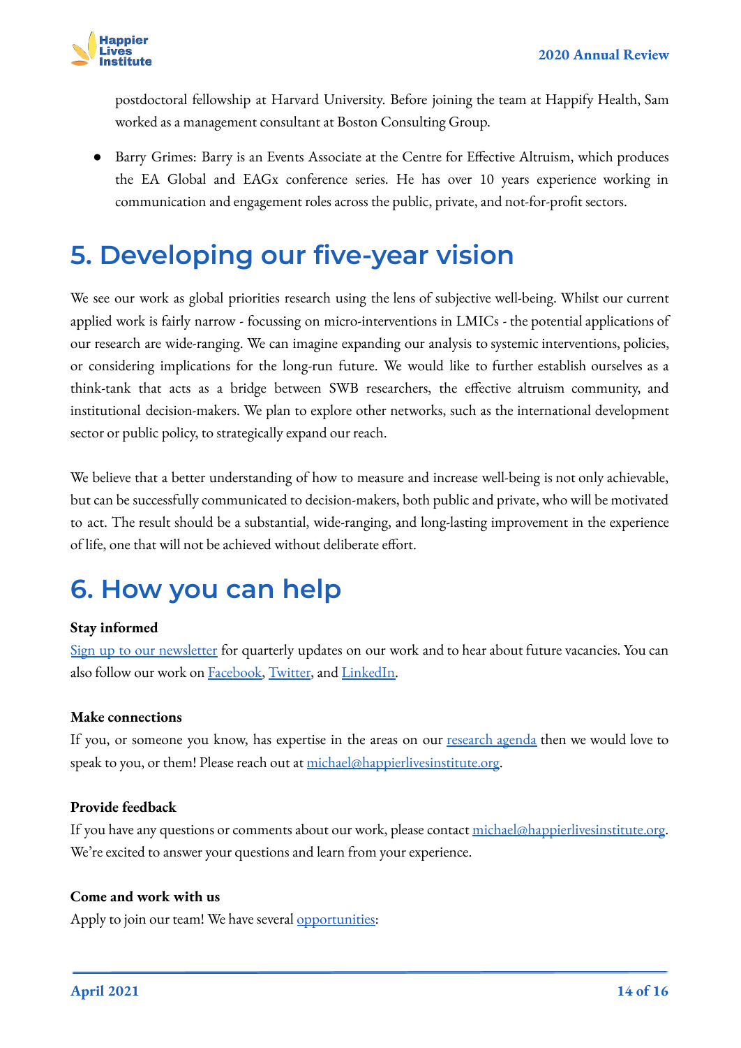postdoctoral fellowship at Harvard University. Before joining the team at Happify Health, Sam worked as a management consultant at Boston Consulting Group.

- Barry Grimes: Barry is an Events Associate at the Centre for Effective Altruism, which produces the EA Global and EAGx conference series. He has over 10 years experience working in communication and engagement roles across the public, private, and not-for-profit sectors.

# 5. Developing our five-year vision

We see our work as global priorities research using the lens of subjective well-being. Whilst our current applied work is fairly narrow - focussing on micro-interventions in LMICs - the potential applications of our research are wide-ranging. We can imagine expanding our analysis to systemic interventions, policies, or considering implications for the long-run future. We would like to further establish ourselves as a think-tank that acts as a bridge between SWB researchers, the effective altruism community, and institutional decision-makers. We plan to explore other networks, such as the international development sector or public policy, to strategically expand our reach.

We believe that a better understanding of how to measure and increase well-being is not only achievable, but can be successfully communicated to decision-makers, both public and private, who will be motivated to act. The result should be a substantial, wide-ranging, and long-lasting improvement in the experience of life, one that will not be achieved without deliberate effort.

# 6. How you can help

**Stay informed**

Sign up to our newsletter for quarterly updates on our work and to hear about future vacancies. You can also follow our work on Facebook, Twitter, and LinkedIn.

**Make connections**

If you, or someone you know, has expertise in the areas on our research agenda then we would love to speak to you, or them! Please reach out at michael@happierlivesinstitute.org.

**Provide feedback**

If you have any questions or comments about our work, please contact michael@happierlivesinstitute.org. We're excited to answer your questions and learn from your experience.

**Come and work with us**

Apply to join our team! We have several opportunities: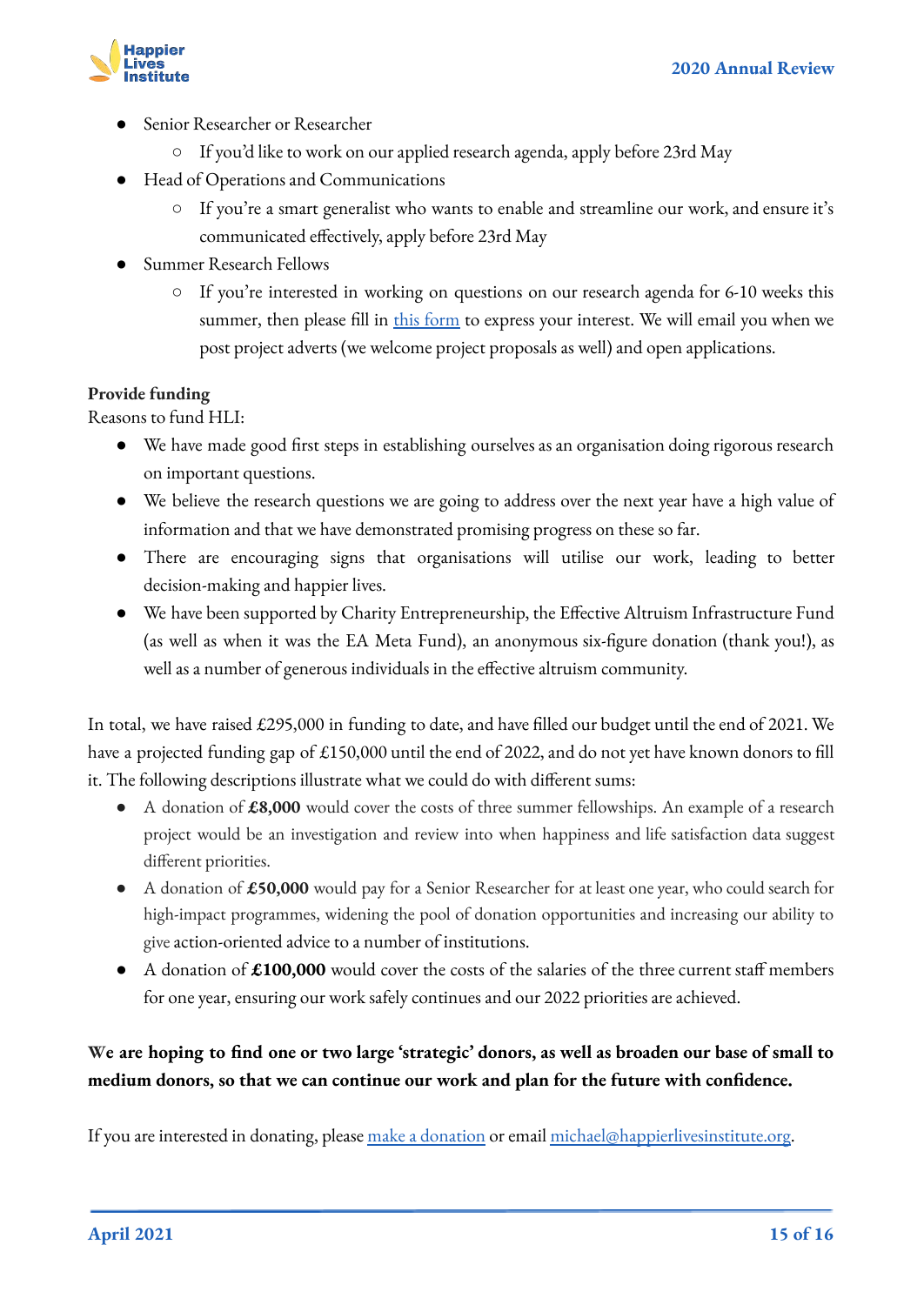- Senior Researcher or Researcher
  - If you'd like to work on our applied research agenda, apply before 23rd May
- Head of Operations and Communications
  - If you're a smart generalist who wants to enable and streamline our work, and ensure it's communicated effectively, apply before 23rd May
- Summer Research Fellows
  - If you're interested in working on questions on our research agenda for 6-10 weeks this summer, then please fill in [this form](#) to express your interest. We will email you when we post project adverts (we welcome project proposals as well) and open applications.

**Provide funding**

Reasons to fund HLI:

- We have made good first steps in establishing ourselves as an organisation doing rigorous research on important questions.
- We believe the research questions we are going to address over the next year have a high value of information and that we have demonstrated promising progress on these so far.
- There are encouraging signs that organisations will utilise our work, leading to better decision-making and happier lives.
- We have been supported by Charity Entrepreneurship, the Effective Altruism Infrastructure Fund (as well as when it was the EA Meta Fund), an anonymous six-figure donation (thank you!), as well as a number of generous individuals in the effective altruism community.

In total, we have raised £295,000 in funding to date, and have filled our budget until the end of 2021. We have a projected funding gap of £150,000 until the end of 2022, and do not yet have known donors to fill it. The following descriptions illustrate what we could do with different sums:

- A donation of **£8,000** would cover the costs of three summer fellowships. An example of a research project would be an investigation and review into when happiness and life satisfaction data suggest different priorities.
- A donation of **£50,000** would pay for a Senior Researcher for at least one year, who could search for high-impact programmes, widening the pool of donation opportunities and increasing our ability to give action-oriented advice to a number of institutions.
- A donation of **£100,000** would cover the costs of the salaries of the three current staff members for one year, ensuring our work safely continues and our 2022 priorities are achieved.

**We are hoping to find one or two large 'strategic' donors, as well as broaden our base of small to medium donors, so that we can continue our work and plan for the future with confidence.**

If you are interested in donating, please [make a donation](#) or email [michael@happierlivesinstitute.org](mailto:michael@happierlivesinstitute.org).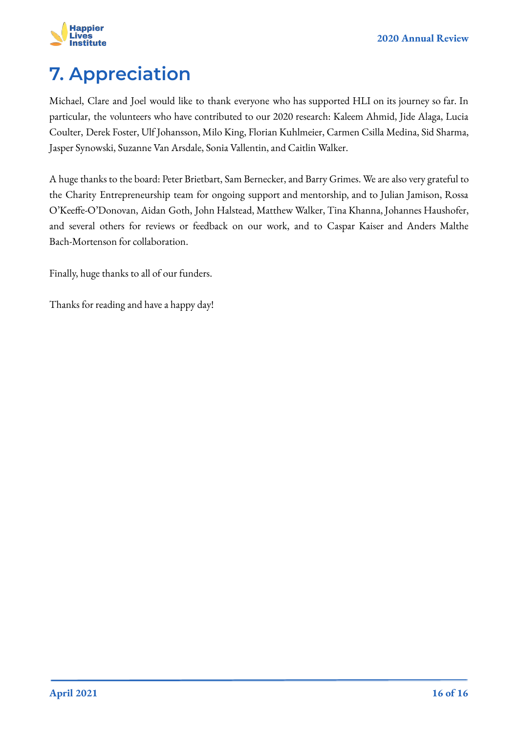# 7. Appreciation

Michael, Clare and Joel would like to thank everyone who has supported HLI on its journey so far. In particular, the volunteers who have contributed to our 2020 research: Kaleem Ahmid, Jide Alaga, Lucia Coulter, Derek Foster, Ulf Johansson, Milo King, Florian Kuhlmeier, Carmen Csilla Medina, Sid Sharma, Jasper Synowski, Suzanne Van Arsdale, Sonia Vallentin, and Caitlin Walker.

A huge thanks to the board: Peter Brietbart, Sam Bernecker, and Barry Grimes. We are also very grateful to the Charity Entrepreneurship team for ongoing support and mentorship, and to Julian Jamison, Rossa O'Keeffe-O'Donovan, Aidan Goth, John Halstead, Matthew Walker, Tina Khanna, Johannes Haushofer, and several others for reviews or feedback on our work, and to Caspar Kaiser and Anders Malthe Bach-Mortenson for collaboration.

Finally, huge thanks to all of our funders.

Thanks for reading and have a happy day!